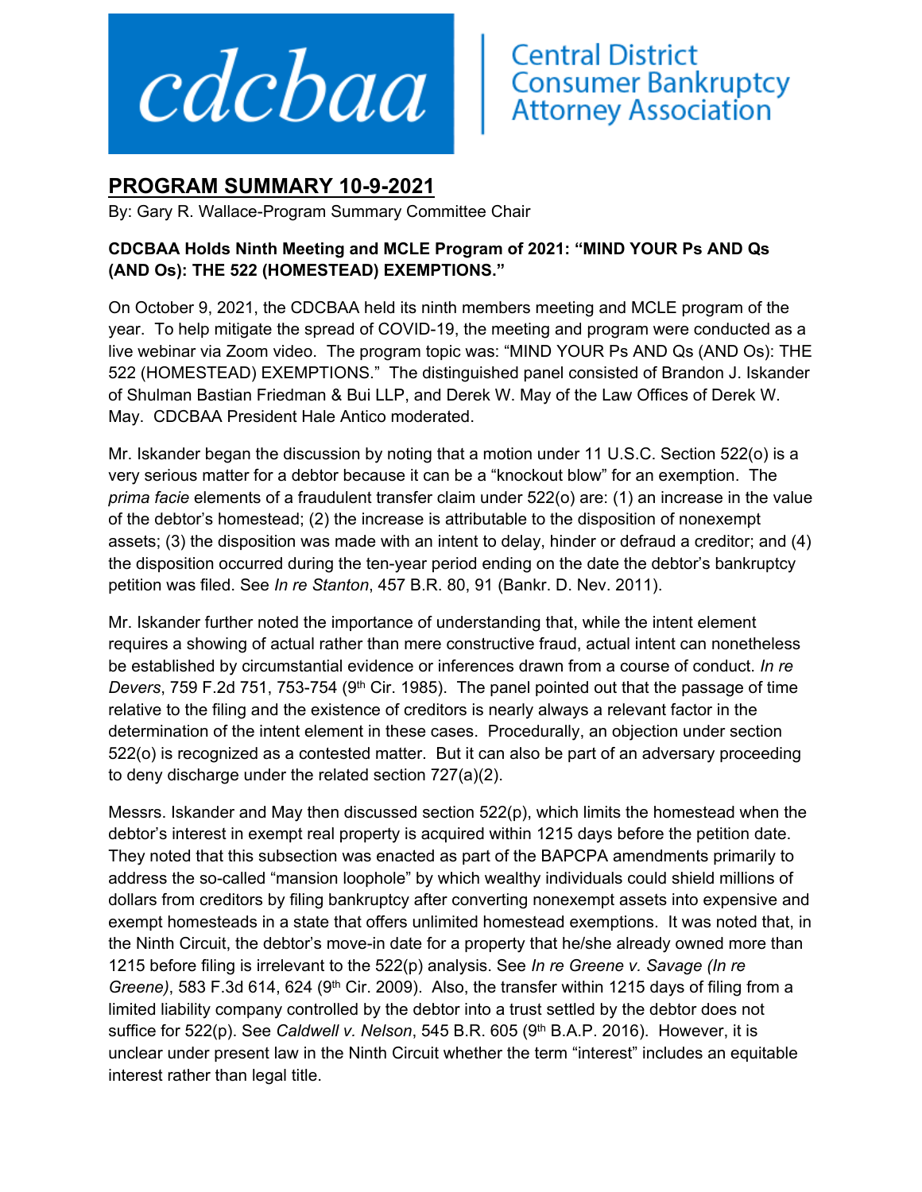cdcbaa | Central District Consumer Bankruptcy Attorney Association

## PROGRAM SUMMARY 10-9-2021

By: Gary R. Wallace-Program Summary Committee Chair

**CDCBAA Holds Ninth Meeting and MCLE Program of 2021: "MIND YOUR Ps AND Qs (AND Os): THE 522 (HOMESTEAD) EXEMPTIONS."**

On October 9, 2021, the CDCBAA held its ninth members meeting and MCLE program of the year. To help mitigate the spread of COVID-19, the meeting and program were conducted as a live webinar via Zoom video. The program topic was: "MIND YOUR Ps AND Qs (AND Os): THE 522 (HOMESTEAD) EXEMPTIONS." The distinguished panel consisted of Brandon J. Iskander of Shulman Bastian Friedman & Bui LLP, and Derek W. May of the Law Offices of Derek W. May. CDCBAA President Hale Antico moderated.

Mr. Iskander began the discussion by noting that a motion under 11 U.S.C. Section 522(o) is a very serious matter for a debtor because it can be a "knockout blow" for an exemption. The *prima facie* elements of a fraudulent transfer claim under 522(o) are: (1) an increase in the value of the debtor's homestead; (2) the increase is attributable to the disposition of nonexempt assets; (3) the disposition was made with an intent to delay, hinder or defraud a creditor; and (4) the disposition occurred during the ten-year period ending on the date the debtor's bankruptcy petition was filed. See *In re Stanton*, 457 B.R. 80, 91 (Bankr. D. Nev. 2011).

Mr. Iskander further noted the importance of understanding that, while the intent element requires a showing of actual rather than mere constructive fraud, actual intent can nonetheless be established by circumstantial evidence or inferences drawn from a course of conduct. *In re Devers*, 759 F.2d 751, 753-754 (9th Cir. 1985). The panel pointed out that the passage of time relative to the filing and the existence of creditors is nearly always a relevant factor in the determination of the intent element in these cases. Procedurally, an objection under section 522(o) is recognized as a contested matter. But it can also be part of an adversary proceeding to deny discharge under the related section 727(a)(2).

Messrs. Iskander and May then discussed section 522(p), which limits the homestead when the debtor's interest in exempt real property is acquired within 1215 days before the petition date. They noted that this subsection was enacted as part of the BAPCPA amendments primarily to address the so-called "mansion loophole" by which wealthy individuals could shield millions of dollars from creditors by filing bankruptcy after converting nonexempt assets into expensive and exempt homesteads in a state that offers unlimited homestead exemptions. It was noted that, in the Ninth Circuit, the debtor's move-in date for a property that he/she already owned more than 1215 before filing is irrelevant to the 522(p) analysis. See *In re Greene v. Savage (In re Greene)*, 583 F.3d 614, 624 (9th Cir. 2009). Also, the transfer within 1215 days of filing from a limited liability company controlled by the debtor into a trust settled by the debtor does not suffice for 522(p). See *Caldwell v. Nelson*, 545 B.R. 605 (9th B.A.P. 2016). However, it is unclear under present law in the Ninth Circuit whether the term "interest" includes an equitable interest rather than legal title.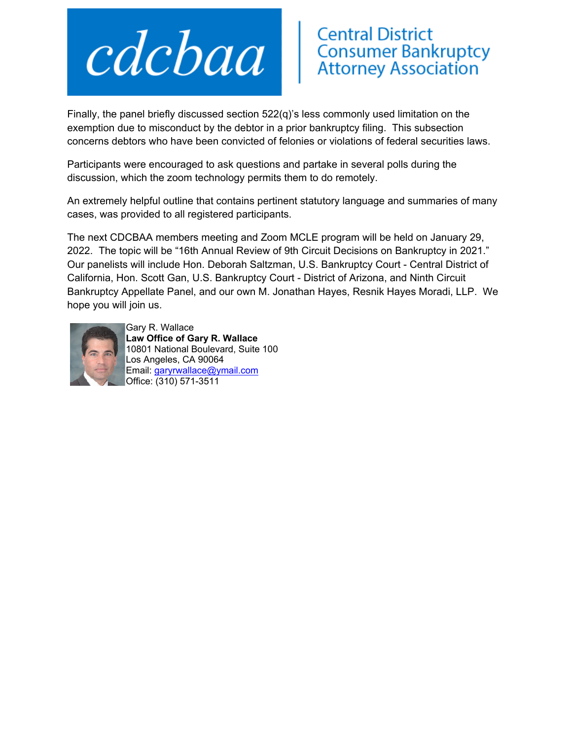Finally, the panel briefly discussed section 522(q)'s less commonly used limitation on the exemption due to misconduct by the debtor in a prior bankruptcy filing. This subsection concerns debtors who have been convicted of felonies or violations of federal securities laws.

Participants were encouraged to ask questions and partake in several polls during the discussion, which the zoom technology permits them to do remotely.

An extremely helpful outline that contains pertinent statutory language and summaries of many cases, was provided to all registered participants.

The next CDCBAA members meeting and Zoom MCLE program will be held on January 29, 2022. The topic will be "16th Annual Review of 9th Circuit Decisions on Bankruptcy in 2021." Our panelists will include Hon. Deborah Saltzman, U.S. Bankruptcy Court - Central District of California, Hon. Scott Gan, U.S. Bankruptcy Court - District of Arizona, and Ninth Circuit Bankruptcy Appellate Panel, and our own M. Jonathan Hayes, Resnik Hayes Moradi, LLP. We hope you will join us.

Gary R. Wallace
**Law Office of Gary R. Wallace**
10801 National Boulevard, Suite 100
Los Angeles, CA 90064
Email: garyrwallace@ymail.com
Office: (310) 571-3511